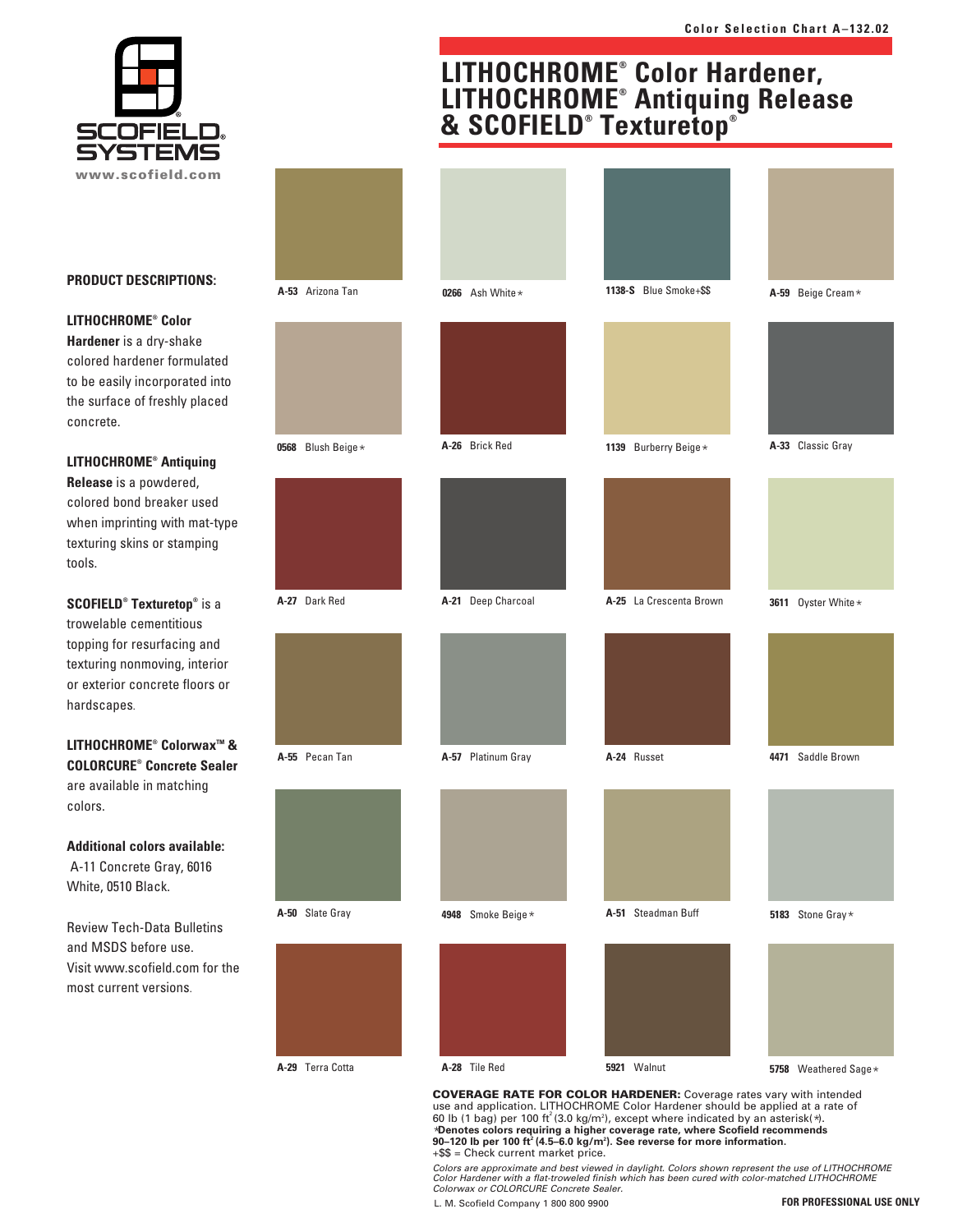Color Selection Chart A–132.02

# LITHOCHROME® Color Hardener, LITHOCHROME® Antiquing Release & SCOFIELD® Texturetop®

SCOFIELD SYSTEMS
www.scofield.com

**PRODUCT DESCRIPTIONS:**

**LITHOCHROME® Color Hardener** is a dry-shake colored hardener formulated to be easily incorporated into the surface of freshly placed concrete.

**LITHOCHROME® Antiquing Release** is a powdered, colored bond breaker used when imprinting with mat-type texturing skins or stamping tools.

**SCOFIELD® Texturetop®** is a trowelable cementitious topping for resurfacing and texturing nonmoving, interior or exterior concrete floors or hardscapes.

**LITHOCHROME® Colorwax™ & COLORCURE® Concrete Sealer** are available in matching colors.

**Additional colors available:** A-11 Concrete Gray, 6016 White, 0510 Black.

Review Tech-Data Bulletins and MSDS before use. Visit www.scofield.com for the most current versions.

| | | | |
|---|---|---|---|
| **A-53** Arizona Tan | **0266** Ash White* | **1138-S** Blue Smoke+$$ | **A-59** Beige Cream* |
| **0568** Blush Beige* | **A-26** Brick Red | **1139** Burberry Beige* | **A-33** Classic Gray |
| **A-27** Dark Red | **A-21** Deep Charcoal | **A-25** La Crescenta Brown | **3611** Oyster White* |
| **A-55** Pecan Tan | **A-57** Platinum Gray | **A-24** Russet | **4471** Saddle Brown |
| **A-50** Slate Gray | **4948** Smoke Beige* | **A-51** Steadman Buff | **5183** Stone Gray* |
| **A-29** Terra Cotta | **A-28** Tile Red | **5921** Walnut | **5758** Weathered Sage* |

**COVERAGE RATE FOR COLOR HARDENER:** Coverage rates vary with intended use and application. LITHOCHROME Color Hardener should be applied at a rate of 60 lb (1 bag) per 100 ft² (3.0 kg/m²), except where indicated by an asterisk(*).
***Denotes colors requiring a higher coverage rate, where Scofield recommends 90–120 lb per 100 ft² (4.5–6.0 kg/m²). See reverse for more information.**
+$$ = Check current market price.

*Colors are approximate and best viewed in daylight. Colors shown represent the use of LITHOCHROME Color Hardener with a flat-troweled finish which has been cured with color-matched LITHOCHROME Colorwax or COLORCURE Concrete Sealer.*

L. M. Scofield Company 1 800 800 9900

**FOR PROFESSIONAL USE ONLY**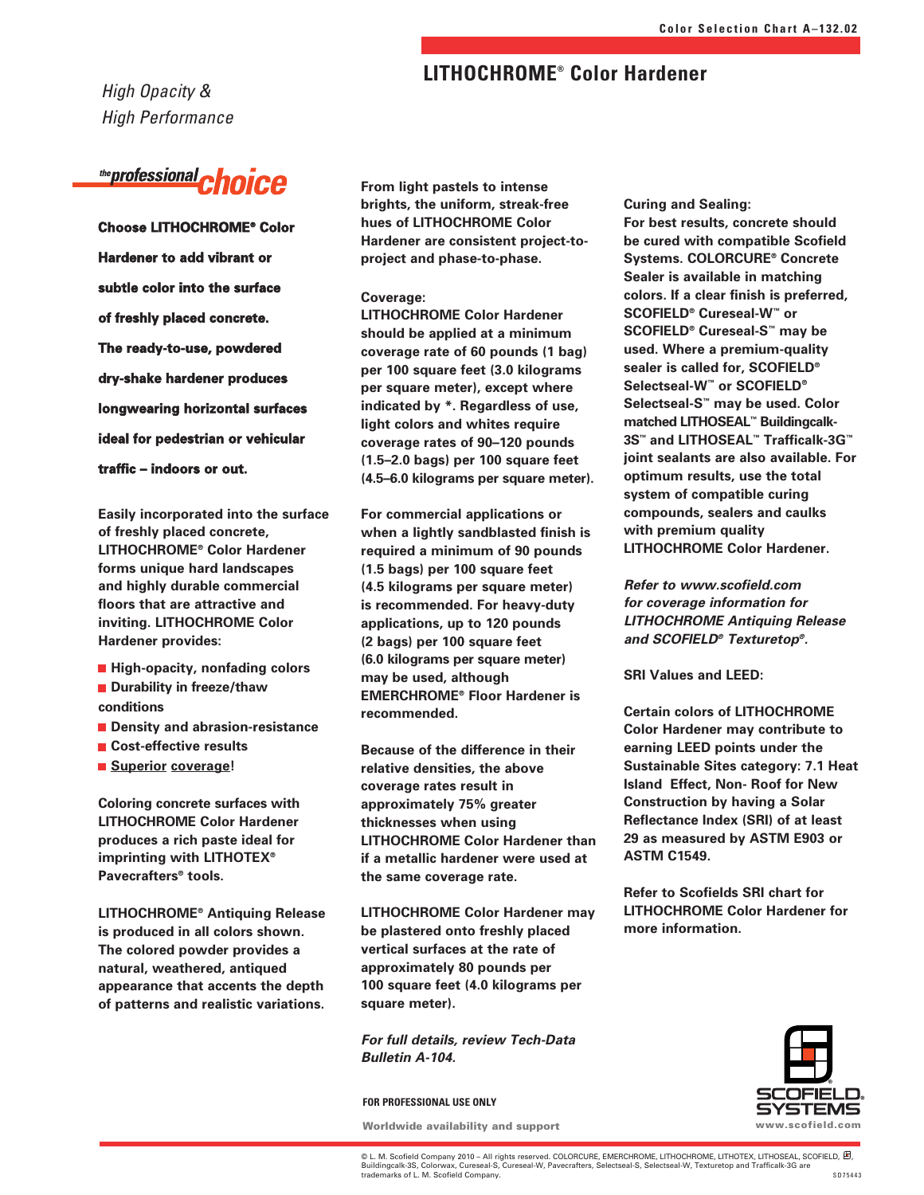Color Selection Chart A–132.02

# LITHOCHROME® Color Hardener

*High Opacity &*
*High Performance*

*the professional choice*

**Choose LITHOCHROME® Color Hardener to add vibrant or subtle color into the surface of freshly placed concrete. The ready-to-use, powdered dry-shake hardener produces longwearing horizontal surfaces ideal for pedestrian or vehicular traffic – indoors or out.**

**Easily incorporated into the surface of freshly placed concrete, LITHOCHROME® Color Hardener forms unique hard landscapes and highly durable commercial floors that are attractive and inviting. LITHOCHROME Color Hardener provides:**

- **High-opacity, nonfading colors**
- **Durability in freeze/thaw conditions**
- **Density and abrasion-resistance**
- **Cost-effective results**
- **Superior coverage!**

**Coloring concrete surfaces with LITHOCHROME Color Hardener produces a rich paste ideal for imprinting with LITHOTEX® Pavecrafters® tools.**

**LITHOCHROME® Antiquing Release is produced in all colors shown. The colored powder provides a natural, weathered, antiqued appearance that accents the depth of patterns and realistic variations.**

**From light pastels to intense brights, the uniform, streak-free hues of LITHOCHROME Color Hardener are consistent project-to-project and phase-to-phase.**

**Coverage:**
**LITHOCHROME Color Hardener should be applied at a minimum coverage rate of 60 pounds (1 bag) per 100 square feet (3.0 kilograms per square meter), except where indicated by *. Regardless of use, light colors and whites require coverage rates of 90–120 pounds (1.5–2.0 bags) per 100 square feet (4.5–6.0 kilograms per square meter).**

**For commercial applications or when a lightly sandblasted finish is required a minimum of 90 pounds (1.5 bags) per 100 square feet (4.5 kilograms per square meter) is recommended. For heavy-duty applications, up to 120 pounds (2 bags) per 100 square feet (6.0 kilograms per square meter) may be used, although EMERCHROME® Floor Hardener is recommended.**

**Because of the difference in their relative densities, the above coverage rates result in approximately 75% greater thicknesses when using LITHOCHROME Color Hardener than if a metallic hardener were used at the same coverage rate.**

**LITHOCHROME Color Hardener may be plastered onto freshly placed vertical surfaces at the rate of approximately 80 pounds per 100 square feet (4.0 kilograms per square meter).**

***For full details, review Tech-Data Bulletin A-104.***

**Curing and Sealing:**
**For best results, concrete should be cured with compatible Scofield Systems. COLORCURE® Concrete Sealer is available in matching colors. If a clear finish is preferred, SCOFIELD® Cureseal-W™ or SCOFIELD® Cureseal-S™ may be used. Where a premium-quality sealer is called for, SCOFIELD® Selectseal-W™ or SCOFIELD® Selectseal-S™ may be used. Color matched LITHOSEAL™ Buildingcalk-3S™ and LITHOSEAL™ Trafficalk-3G™ joint sealants are also available. For optimum results, use the total system of compatible curing compounds, sealers and caulks with premium quality LITHOCHROME Color Hardener.**

***Refer to www.scofield.com for coverage information for LITHOCHROME Antiquing Release and SCOFIELD® Texturetop®.***

**SRI Values and LEED:**

**Certain colors of LITHOCHROME Color Hardener may contribute to earning LEED points under the Sustainable Sites category: 7.1 Heat Island Effect, Non- Roof for New Construction by having a Solar Reflectance Index (SRI) of at least 29 as measured by ASTM E903 or ASTM C1549.**

**Refer to Scofields SRI chart for LITHOCHROME Color Hardener for more information.**

**FOR PROFESSIONAL USE ONLY**

**Worldwide availability and support**

SCOFIELD SYSTEMS
www.scofield.com

© L. M. Scofield Company 2010 – All rights reserved. COLORCURE, EMERCHROME, LITHOCHROME, LITHOTEX, LITHOSEAL, SCOFIELD, Buildingcalk-3S, Colorwax, Cureseal-S, Cureseal-W, Pavecrafters, Selectseal-S, Selectseal-W, Texturetop and Trafficalk-3G are trademarks of L. M. Scofield Company.

SD75443